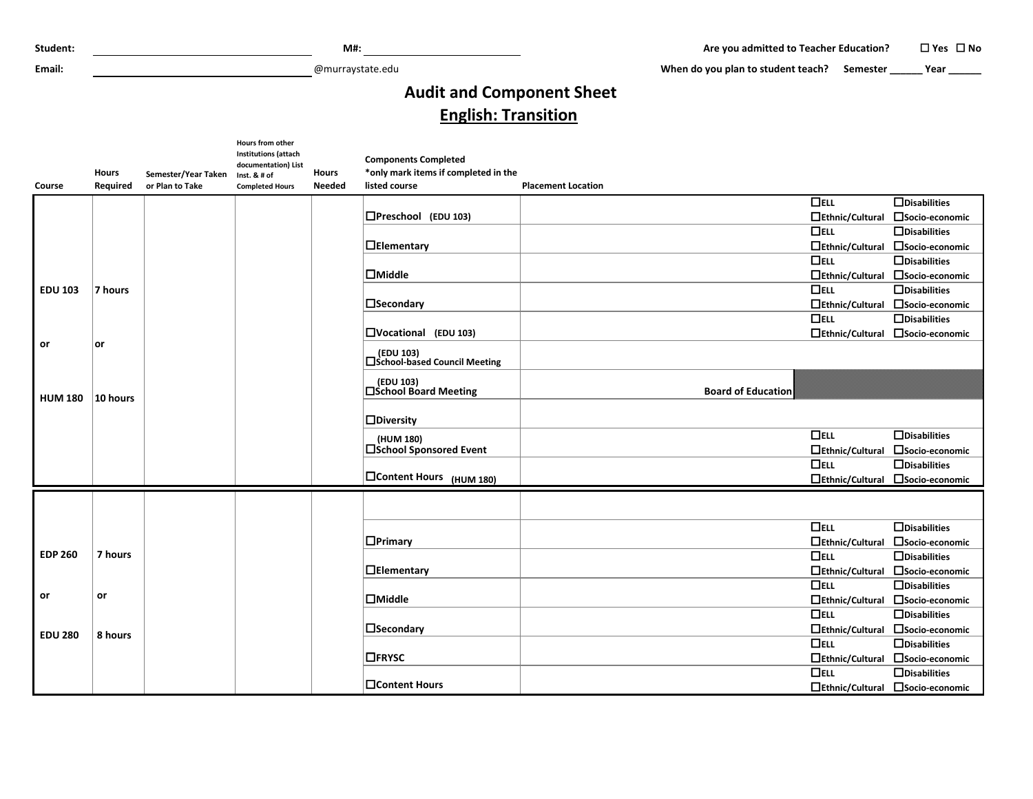Student: ______________________ M#: ______________________ Are you admitted to Teacher Education? ☐ Yes ☐ No

Email: ______________________@murraystate.edu When do you plan to student teach? Semester ______ Year ______

# Audit and Component Sheet

## English: Transition

| Course | Hours Required | Semester/Year Taken or Plan to Take | Hours from other Institutions (attach documentation) List Inst. & # of Completed Hours | Hours Needed | Components Completed *only mark items if completed in the listed course | Placement Location | | |
|---|---|---|---|---|---|---|---|---|
| EDU 103 or HUM 180 | 7 hours or 10 hours | | | | ☐Preschool (EDU 103) | | ☐ELL ☐Ethnic/Cultural | ☐Disabilities ☐Socio-economic |
| | | | | | ☐Elementary | | ☐ELL ☐Ethnic/Cultural | ☐Disabilities ☐Socio-economic |
| | | | | | ☐Middle | | ☐ELL ☐Ethnic/Cultural | ☐Disabilities ☐Socio-economic |
| | | | | | ☐Secondary | | ☐ELL ☐Ethnic/Cultural | ☐Disabilities ☐Socio-economic |
| | | | | | ☐Vocational (EDU 103) | | ☐ELL ☐Ethnic/Cultural | ☐Disabilities ☐Socio-economic |
| | | | | | (EDU 103) ☐School-based Council Meeting | | | |
| | | | | | (EDU 103) ☐School Board Meeting | Board of Education | | |
| | | | | | ☐Diversity | | | |
| | | | | | (HUM 180) ☐School Sponsored Event | | ☐ELL ☐Ethnic/Cultural | ☐Disabilities ☐Socio-economic |
| | | | | | ☐Content Hours (HUM 180) | | ☐ELL ☐Ethnic/Cultural | ☐Disabilities ☐Socio-economic |
| EDP 260 or EDU 280 | 7 hours or 8 hours | | | | | | | |
| | | | | | ☐Primary | | ☐ELL ☐Ethnic/Cultural | ☐Disabilities ☐Socio-economic |
| | | | | | ☐Elementary | | ☐ELL ☐Ethnic/Cultural | ☐Disabilities ☐Socio-economic |
| | | | | | ☐Middle | | ☐ELL ☐Ethnic/Cultural | ☐Disabilities ☐Socio-economic |
| | | | | | ☐Secondary | | ☐ELL ☐Ethnic/Cultural | ☐Disabilities ☐Socio-economic |
| | | | | | ☐FRYSC | | ☐ELL ☐Ethnic/Cultural | ☐Disabilities ☐Socio-economic |
| | | | | | ☐Content Hours | | ☐ELL ☐Ethnic/Cultural | ☐Disabilities ☐Socio-economic |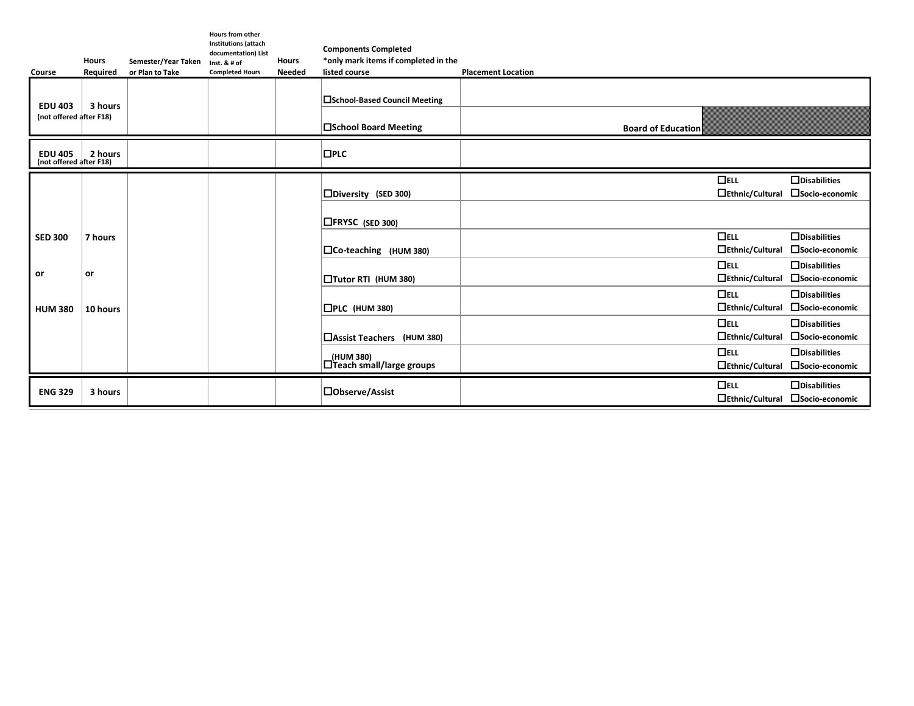| Course | Hours Required | Semester/Year Taken or Plan to Take | Hours from other Institutions (attach documentation) List Inst. & # of Completed Hours | Hours Needed | Components Completed *only mark items if completed in the listed course | Placement Location | | |
|---|---|---|---|---|---|---|---|---|
| **EDU 403** (not offered after F18) | 3 hours | | | | ☐School-Based Council Meeting | | | |
| | | | | | ☐School Board Meeting | Board of Education | | |
| **EDU 405** (not offered after F18) | 2 hours | | | | ☐PLC | | | |
| **SED 300** or **HUM 380** | 7 hours or 10 hours | | | | ☐Diversity (SED 300) | | ☐ELL ☐Ethnic/Cultural | ☐Disabilities ☐Socio-economic |
| | | | | | ☐FRYSC (SED 300) | | | |
| | | | | | ☐Co-teaching (HUM 380) | | ☐ELL ☐Ethnic/Cultural | ☐Disabilities ☐Socio-economic |
| | | | | | ☐Tutor RTI (HUM 380) | | ☐ELL ☐Ethnic/Cultural | ☐Disabilities ☐Socio-economic |
| | | | | | ☐PLC (HUM 380) | | ☐ELL ☐Ethnic/Cultural | ☐Disabilities ☐Socio-economic |
| | | | | | ☐Assist Teachers (HUM 380) | | ☐ELL ☐Ethnic/Cultural | ☐Disabilities ☐Socio-economic |
| | | | | | (HUM 380) ☐Teach small/large groups | | ☐ELL ☐Ethnic/Cultural | ☐Disabilities ☐Socio-economic |
| **ENG 329** | 3 hours | | | | ☐Observe/Assist | | ☐ELL ☐Ethnic/Cultural | ☐Disabilities ☐Socio-economic |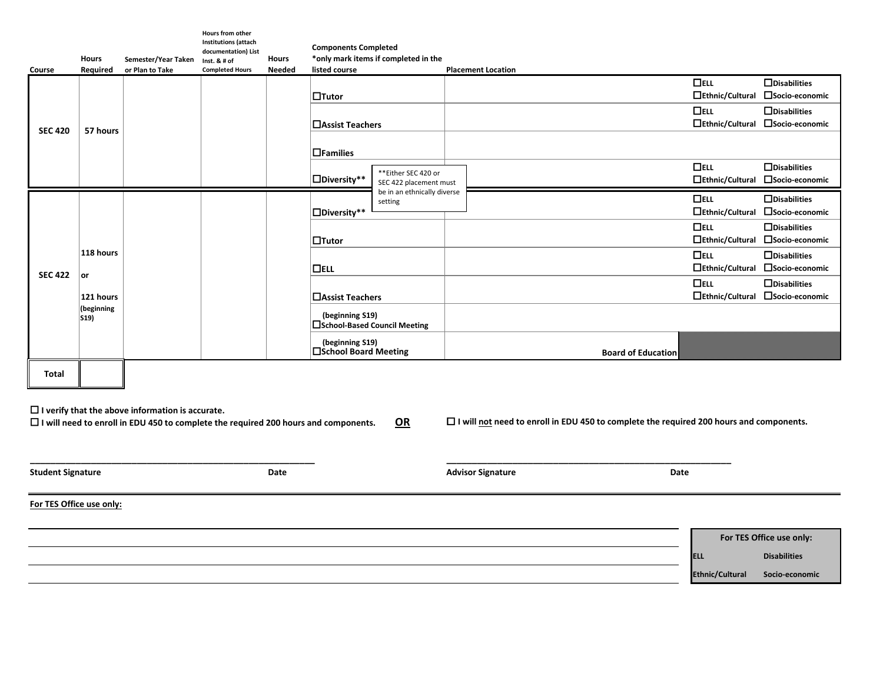| Course | Hours Required | Semester/Year Taken or Plan to Take | Hours from other Institutions (attach documentation) List Inst. & # of Completed Hours | Hours Needed | Components Completed *only mark items if completed in the listed course | Placement Location | | |
|---|---|---|---|---|---|---|---|---|
| SEC 420 | 57 hours | | | | ☐Tutor | | ☐ELL ☐Ethnic/Cultural | ☐Disabilities ☐Socio-economic |
| | | | | | ☐Assist Teachers | | ☐ELL ☐Ethnic/Cultural | ☐Disabilities ☐Socio-economic |
| | | | | | ☐Families | | | |
| | | | | | ☐Diversity** | | ☐ELL ☐Ethnic/Cultural | ☐Disabilities ☐Socio-economic |
| SEC 422 | 118 hours or 121 hours (beginning S19) | | | | ☐Diversity** | | ☐ELL ☐Ethnic/Cultural | ☐Disabilities ☐Socio-economic |
| | | | | | ☐Tutor | | ☐ELL ☐Ethnic/Cultural | ☐Disabilities ☐Socio-economic |
| | | | | | ☐ELL | | ☐ELL ☐Ethnic/Cultural | ☐Disabilities ☐Socio-economic |
| | | | | | ☐Assist Teachers | | ☐ELL ☐Ethnic/Cultural | ☐Disabilities ☐Socio-economic |
| | | | | | (beginning S19) ☐School-Based Council Meeting | | | |
| | | | | | (beginning S19) ☐School Board Meeting | Board of Education | | |
| Total | | | | | | | | |

**Either SEC 420 or SEC 422 placement must be in an ethnically diverse setting

☐ **I verify that the above information is accurate.**

☐ **I will need to enroll in EDU 450 to complete the required 200 hours and components.** **OR** ☐ **I will not need to enroll in EDU 450 to complete the required 200 hours and components.**

______________________________________________ **Student Signature** **Date**

______________________________________________ **Advisor Signature** **Date**

**For TES Office use only:**

| For TES Office use only: | |
|---|---|
| ELL | Disabilities |
| Ethnic/Cultural | Socio-economic |